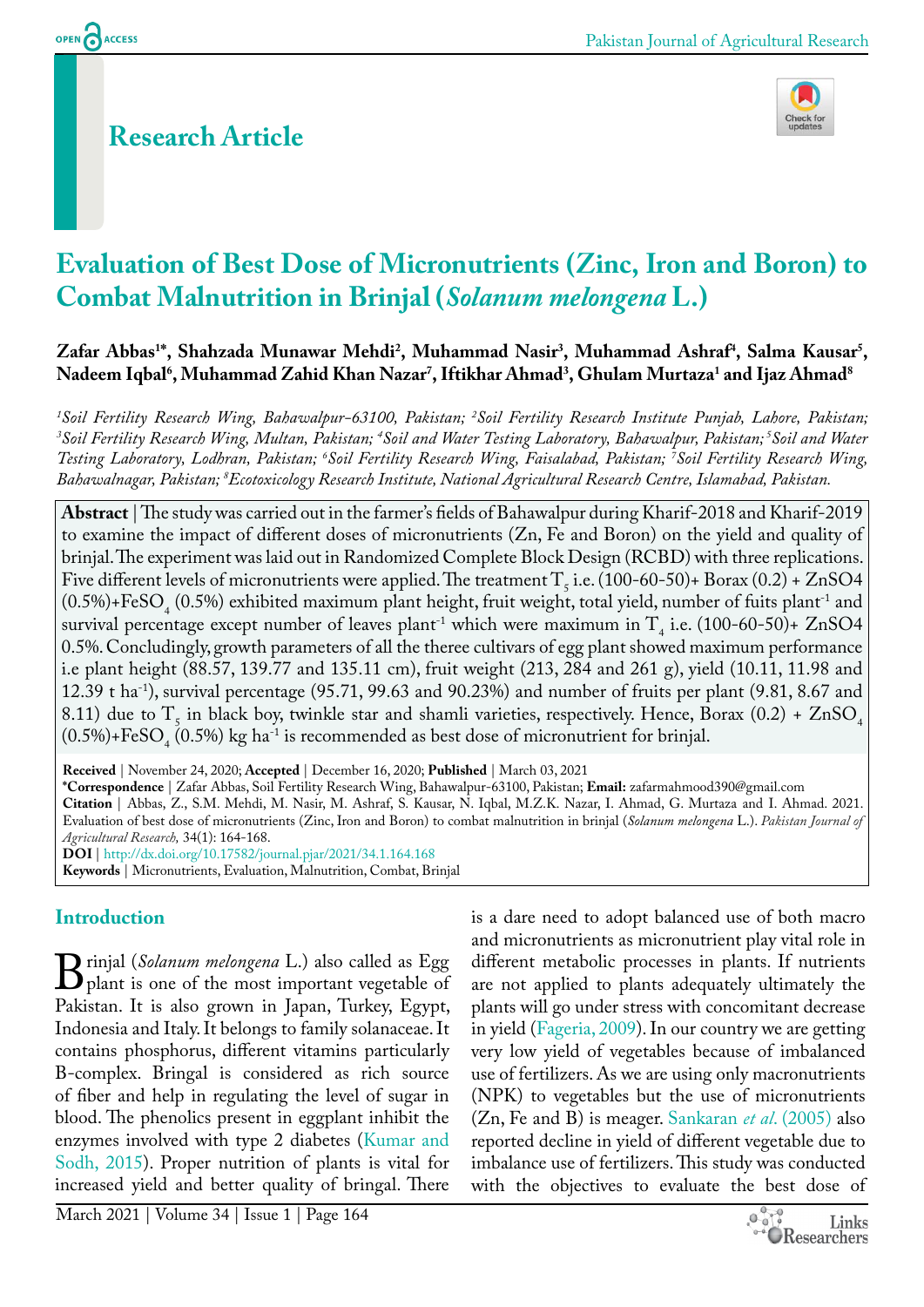## Research Article

# Evaluation of Best Dose of Micronutrients (Zinc, Iron and Boron) to Combat Malnutrition in Brinjal (*Solanum melongena* L.)

**Zafar Abbas[1*], Shahzada Munawar Mehdi[2], Muhammad Nasir[3], Muhammad Ashraf[4], Salma Kausar[5], Nadeem Iqbal[6], Muhammad Zahid Khan Nazar[7], Iftikhar Ahmad[3], Ghulam Murtaza[1] and Ijaz Ahmad[8]**

*[1]Soil Fertility Research Wing, Bahawalpur-63100, Pakistan; [2]Soil Fertility Research Institute Punjab, Lahore, Pakistan; [3]Soil Fertility Research Wing, Multan, Pakistan; [4]Soil and Water Testing Laboratory, Bahawalpur, Pakistan; [5]Soil and Water Testing Laboratory, Lodhran, Pakistan; [6]Soil Fertility Research Wing, Faisalabad, Pakistan; [7]Soil Fertility Research Wing, Bahawalnagar, Pakistan; [8]Ecotoxicology Research Institute, National Agricultural Research Centre, Islamabad, Pakistan.*

**Abstract** | The study was carried out in the farmer's fields of Bahawalpur during Kharif-2018 and Kharif-2019 to examine the impact of different doses of micronutrients (Zn, Fe and Boron) on the yield and quality of brinjal. The experiment was laid out in Randomized Complete Block Design (RCBD) with three replications. Five different levels of micronutrients were applied. The treatment $T_5$ i.e. (100-60-50)+ Borax (0.2) + ZnSO4 (0.5%)+$FeSO_4$ (0.5%) exhibited maximum plant height, fruit weight, total yield, number of fuits plant$^{-1}$ and survival percentage except number of leaves plant$^{-1}$ which were maximum in $T_4$ i.e. (100-60-50)+ ZnSO4 0.5%. Concludingly, growth parameters of all the theree cultivars of egg plant showed maximum performance i.e plant height (88.57, 139.77 and 135.11 cm), fruit weight (213, 284 and 261 g), yield (10.11, 11.98 and 12.39 t ha$^{-1}$), survival percentage (95.71, 99.63 and 90.23%) and number of fruits per plant (9.81, 8.67 and 8.11) due to $T_5$ in black boy, twinkle star and shamli varieties, respectively. Hence, Borax (0.2) + $ZnSO_4$ (0.5%)+$FeSO_4$ (0.5%) kg ha$^{-1}$ is recommended as best dose of micronutrient for brinjal.

**Received** | November 24, 2020; **Accepted** | December 16, 2020; **Published** | March 03, 2021

**\*Correspondence** | Zafar Abbas, Soil Fertility Research Wing, Bahawalpur-63100, Pakistan; **Email:** zafarmahmood390@gmail.com

**Citation** | Abbas, Z., S.M. Mehdi, M. Nasir, M. Ashraf, S. Kausar, N. Iqbal, M.Z.K. Nazar, I. Ahmad, G. Murtaza and I. Ahmad. 2021. Evaluation of best dose of micronutrients (Zinc, Iron and Boron) to combat malnutrition in brinjal (*Solanum melongena* L.). *Pakistan Journal of Agricultural Research,* 34(1): 164-168.

**DOI** | http://dx.doi.org/10.17582/journal.pjar/2021/34.1.164.168

**Keywords** | Micronutrients, Evaluation, Malnutrition, Combat, Brinjal

## Introduction

Brinjal (*Solanum melongena* L.) also called as Egg plant is one of the most important vegetable of Pakistan. It is also grown in Japan, Turkey, Egypt, Indonesia and Italy. It belongs to family solanaceae. It contains phosphorus, different vitamins particularly B-complex. Bringal is considered as rich source of fiber and help in regulating the level of sugar in blood. The phenolics present in eggplant inhibit the enzymes involved with type 2 diabetes (Kumar and Sodh, 2015). Proper nutrition of plants is vital for increased yield and better quality of bringal. There is a dare need to adopt balanced use of both macro and micronutrients as micronutrient play vital role in different metabolic processes in plants. If nutrients are not applied to plants adequately ultimately the plants will go under stress with concomitant decrease in yield (Fageria, 2009). In our country we are getting very low yield of vegetables because of imbalanced use of fertilizers. As we are using only macronutrients (NPK) to vegetables but the use of micronutrients (Zn, Fe and B) is meager. Sankaran *et al.* (2005) also reported decline in yield of different vegetable due to imbalance use of fertilizers. This study was conducted with the objectives to evaluate the best dose of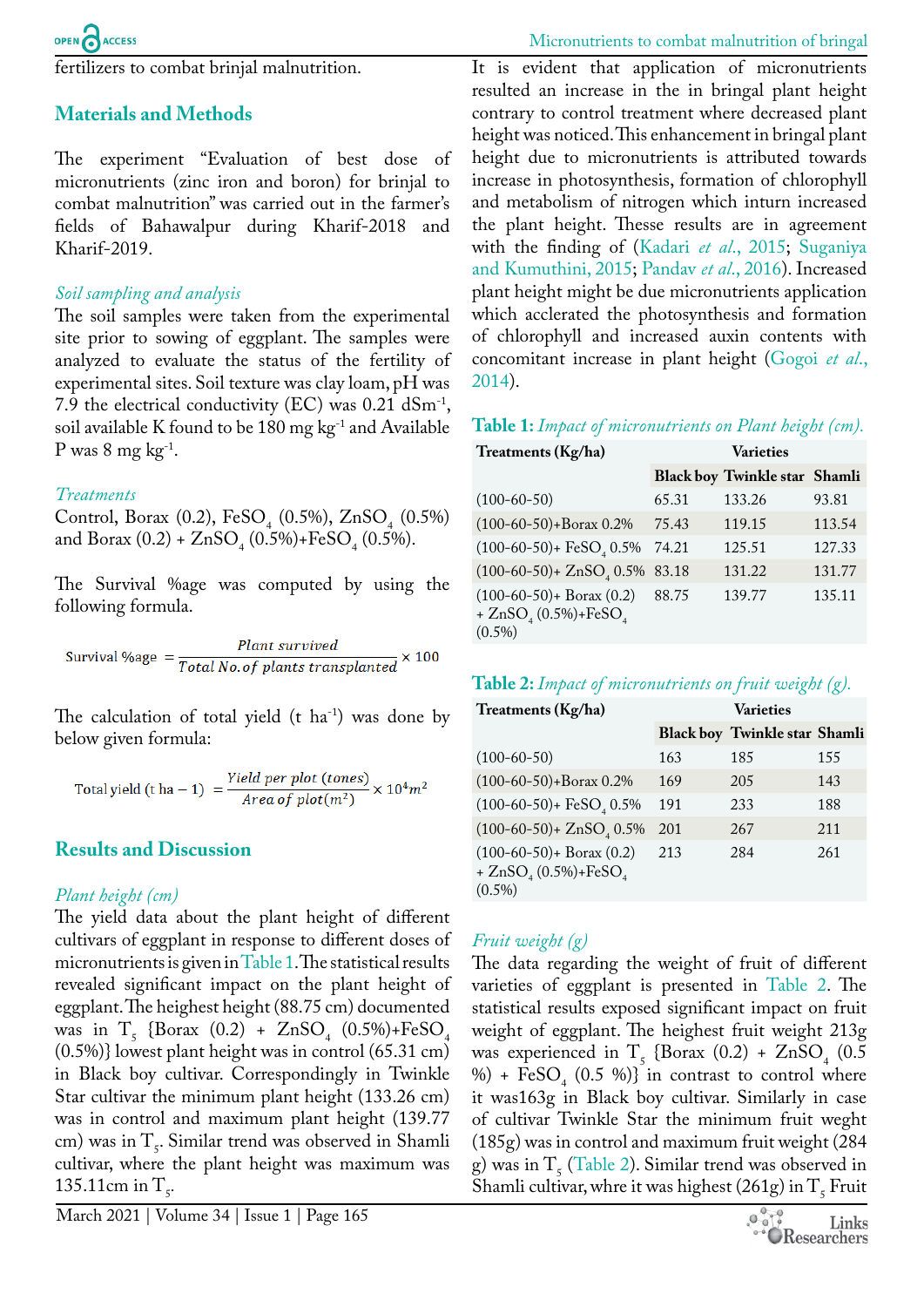fertilizers to combat brinjal malnutrition.

## Materials and Methods

The experiment "Evaluation of best dose of micronutrients (zinc iron and boron) for brinjal to combat malnutrition" was carried out in the farmer's fields of Bahawalpur during Kharif-2018 and Kharif-2019.

### *Soil sampling and analysis*

The soil samples were taken from the experimental site prior to sowing of eggplant. The samples were analyzed to evaluate the status of the fertility of experimental sites. Soil texture was clay loam, pH was 7.9 the electrical conductivity (EC) was 0.21 $dSm^{-1}$, soil available K found to be 180 mg $kg^{-1}$ and Available P was 8 mg $kg^{-1}$.

### *Treatments*

Control, Borax (0.2), $FeSO_4$ (0.5%), $ZnSO_4$ (0.5%) and Borax (0.2) + $ZnSO_4$ (0.5%)+$FeSO_4$ (0.5%).

The Survival %age was computed by using the following formula.

$$\text{Survival \%age} = \frac{\text{Plant survived}}{\text{Total No. of plants transplanted}} \times 100$$

The calculation of total yield (t $ha^{-1}$) was done by below given formula:

$$\text{Total yield (t ha} - 1) = \frac{\text{Yield per plot (tones)}}{\text{Area of plot}(m^2)} \times 10^4 m^2$$

## Results and Discussion

### *Plant height (cm)*

The yield data about the plant height of different cultivars of eggplant in response to different doses of micronutrients is given in Table 1. The statistical results revealed significant impact on the plant height of eggplant. The heighest height (88.75 cm) documented was in $T_5$ {Borax (0.2) + $ZnSO_4$ (0.5%)+$FeSO_4$ (0.5%)} lowest plant height was in control (65.31 cm) in Black boy cultivar. Correspondingly in Twinkle Star cultivar the minimum plant height (133.26 cm) was in control and maximum plant height (139.77 cm) was in $T_5$. Similar trend was observed in Shamli cultivar, where the plant height was maximum was 135.11cm in $T_5$.

It is evident that application of micronutrients resulted an increase in the in bringal plant height contrary to control treatment where decreased plant height was noticed. This enhancement in bringal plant height due to micronutrients is attributed towards increase in photosynthesis, formation of chlorophyll and metabolism of nitrogen which inturn increased the plant height. Thesse results are in agreement with the finding of (Kadari *et al*., 2015; Suganiya and Kumuthini, 2015; Pandav *et al*., 2016). Increased plant height might be due micronutrients application which acclerated the photosynthesis and formation of chlorophyll and increased auxin contents with concomitant increase in plant height (Gogoi *et al*., 2014).

**Table 1:** *Impact of micronutrients on Plant height (cm).*

| Treatments (Kg/ha) | Varieties | | |
|---|---|---|---|
| | Black boy | Twinkle star | Shamli |
| (100-60-50) | 65.31 | 133.26 | 93.81 |
| (100-60-50)+Borax 0.2% | 75.43 | 119.15 | 113.54 |
| (100-60-50)+ $FeSO_4$ 0.5% | 74.21 | 125.51 | 127.33 |
| (100-60-50)+ $ZnSO_4$ 0.5% | 83.18 | 131.22 | 131.77 |
| (100-60-50)+ Borax (0.2) + $ZnSO_4$ (0.5%)+$FeSO_4$ (0.5%) | 88.75 | 139.77 | 135.11 |

**Table 2:** *Impact of micronutrients on fruit weight (g).*

| Treatments (Kg/ha) | Varieties | | |
|---|---|---|---|
| | Black boy | Twinkle star | Shamli |
| (100-60-50) | 163 | 185 | 155 |
| (100-60-50)+Borax 0.2% | 169 | 205 | 143 |
| (100-60-50)+ $FeSO_4$ 0.5% | 191 | 233 | 188 |
| (100-60-50)+ $ZnSO_4$ 0.5% | 201 | 267 | 211 |
| (100-60-50)+ Borax (0.2) + $ZnSO_4$ (0.5%)+$FeSO_4$ (0.5%) | 213 | 284 | 261 |

### *Fruit weight (g)*

The data regarding the weight of fruit of different varieties of eggplant is presented in Table 2. The statistical results exposed significant impact on fruit weight of eggplant. The heighest fruit weight 213g was experienced in $T_5$ {Borax (0.2) + $ZnSO_4$ (0.5 %) + $FeSO_4$ (0.5 %)} in contrast to control where it was163g in Black boy cultivar. Similarly in case of cultivar Twinkle Star the minimum fruit weght (185g) was in control and maximum fruit weight (284 g) was in $T_5$ (Table 2). Similar trend was observed in Shamli cultivar, whre it was highest (261g) in $T_5$ Fruit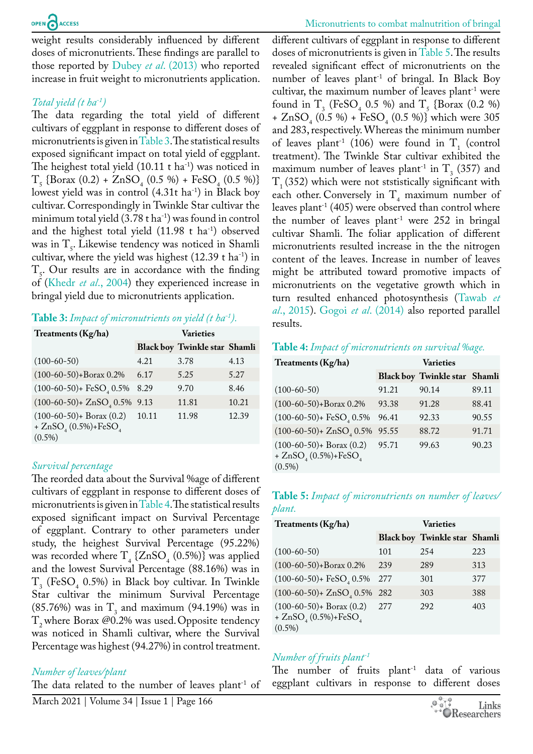weight results considerably influenced by different doses of micronutrients. These findings are parallel to those reported by Dubey *et al.* (2013) who reported increase in fruit weight to micronutrients application.

*Total yield (t $ha^{-1}$)*

The data regarding the total yield of different cultivars of eggplant in response to different doses of micronutrients is given in Table 3. The statistical results exposed significant impact on total yield of eggplant. The heighest total yield (10.11 t $ha^{-1}$) was noticed in $T_5$ {Borax (0.2) + $ZnSO_4$ (0.5 %) + $FeSO_4$ (0.5 %)} lowest yield was in control (4.31t $ha^{-1}$) in Black boy cultivar. Correspondingly in Twinkle Star cultivar the minimum total yield (3.78 t $ha^{-1}$) was found in control and the highest total yield (11.98 t $ha^{-1}$) observed was in $T_5$. Likewise tendency was noticed in Shamli cultivar, where the yield was highest (12.39 t $ha^{-1}$) in $T_5$. Our results are in accordance with the finding of (Khedr *et al.*, 2004) they experienced increase in bringal yield due to micronutrients application.

**Table 3:** *Impact of micronutrients on yield (t $ha^{-1}$).*

| Treatments (Kg/ha) | Varieties | | |
|---|---|---|---|
| | Black boy | Twinkle star | Shamli |
| (100-60-50) | 4.21 | 3.78 | 4.13 |
| (100-60-50)+Borax 0.2% | 6.17 | 5.25 | 5.27 |
| (100-60-50)+ $FeSO_4$ 0.5% | 8.29 | 9.70 | 8.46 |
| (100-60-50)+ $ZnSO_4$ 0.5% | 9.13 | 11.81 | 10.21 |
| (100-60-50)+ Borax (0.2) + $ZnSO_4$ (0.5%)+$FeSO_4$ (0.5%) | 10.11 | 11.98 | 12.39 |

*Survival percentage*

The reorded data about the Survival %age of different cultivars of eggplant in response to different doses of micronutrients is given in Table 4. The statistical results exposed significant impact on Survival Percentage of eggplant. Contrary to other parameters under study, the heighest Survival Percentage (95.22%) was recorded where $T_4$ {$ZnSO_4$ (0.5%)} was applied and the lowest Survival Percentage (88.16%) was in $T_3$ ($FeSO_4$ 0.5%) in Black boy cultivar. In Twinkle Star cultivar the minimum Survival Percentage (85.76%) was in $T_3$ and maximum (94.19%) was in $T_2$ where Borax @0.2% was used. Opposite tendency was noticed in Shamli cultivar, where the Survival Percentage was highest (94.27%) in control treatment.

*Number of leaves/plant*

The data related to the number of leaves $plant^{-1}$ of different cultivars of eggplant in response to different doses of micronutrients is given in Table 5. The results revealed significant effect of micronutrients on the number of leaves $plant^{-1}$ of bringal. In Black Boy cultivar, the maximum number of leaves $plant^{-1}$ were found in $T_3$ ($FeSO_4$ 0.5 %) and $T_5$ {Borax (0.2 %) + $ZnSO_4$ (0.5 %) + $FeSO_4$ (0.5 %)} which were 305 and 283, respectively. Whereas the minimum number of leaves $plant^{-1}$ (106) were found in $T_1$ (control treatment). The Twinkle Star cultivar exhibited the maximum number of leaves $plant^{-1}$ in $T_3$ (357) and $T_1$ (352) which were not ststistically significant with each other. Conversely in $T_4$ maximum number of leaves $plant^{-1}$ (405) were observed than control where the number of leaves $plant^{-1}$ were 252 in bringal cultivar Shamli. The foliar application of different micronutrients resulted increase in the the nitrogen content of the leaves. Increase in number of leaves might be attributed toward promotive impacts of micronutrients on the vegetative growth which in turn resulted enhanced photosynthesis (Tawab *et al.*, 2015). Gogoi *et al.* (2014) also reported parallel results.

**Table 4:** *Impact of micronutrients on survival %age.*

| Treatments (Kg/ha) | Varieties | | |
|---|---|---|---|
| | Black boy | Twinkle star | Shamli |
| (100-60-50) | 91.21 | 90.14 | 89.11 |
| (100-60-50)+Borax 0.2% | 93.38 | 91.28 | 88.41 |
| (100-60-50)+ $FeSO_4$ 0.5% | 96.41 | 92.33 | 90.55 |
| (100-60-50)+ $ZnSO_4$ 0.5% | 95.55 | 88.72 | 91.71 |
| (100-60-50)+ Borax (0.2) + $ZnSO_4$ (0.5%)+$FeSO_4$ (0.5%) | 95.71 | 99.63 | 90.23 |

**Table 5:** *Impact of micronutrients on number of leaves/ plant.*

| Treatments (Kg/ha) | Varieties | | |
|---|---|---|---|
| | Black boy | Twinkle star | Shamli |
| (100-60-50) | 101 | 254 | 223 |
| (100-60-50)+Borax 0.2% | 239 | 289 | 313 |
| (100-60-50)+ $FeSO_4$ 0.5% | 277 | 301 | 377 |
| (100-60-50)+ $ZnSO_4$ 0.5% | 282 | 303 | 388 |
| (100-60-50)+ Borax (0.2) + $ZnSO_4$ (0.5%)+$FeSO_4$ (0.5%) | 277 | 292 | 403 |

*Number of fruits $plant^{-1}$*

The number of fruits $plant^{-1}$ data of various eggplant cultivars in response to different doses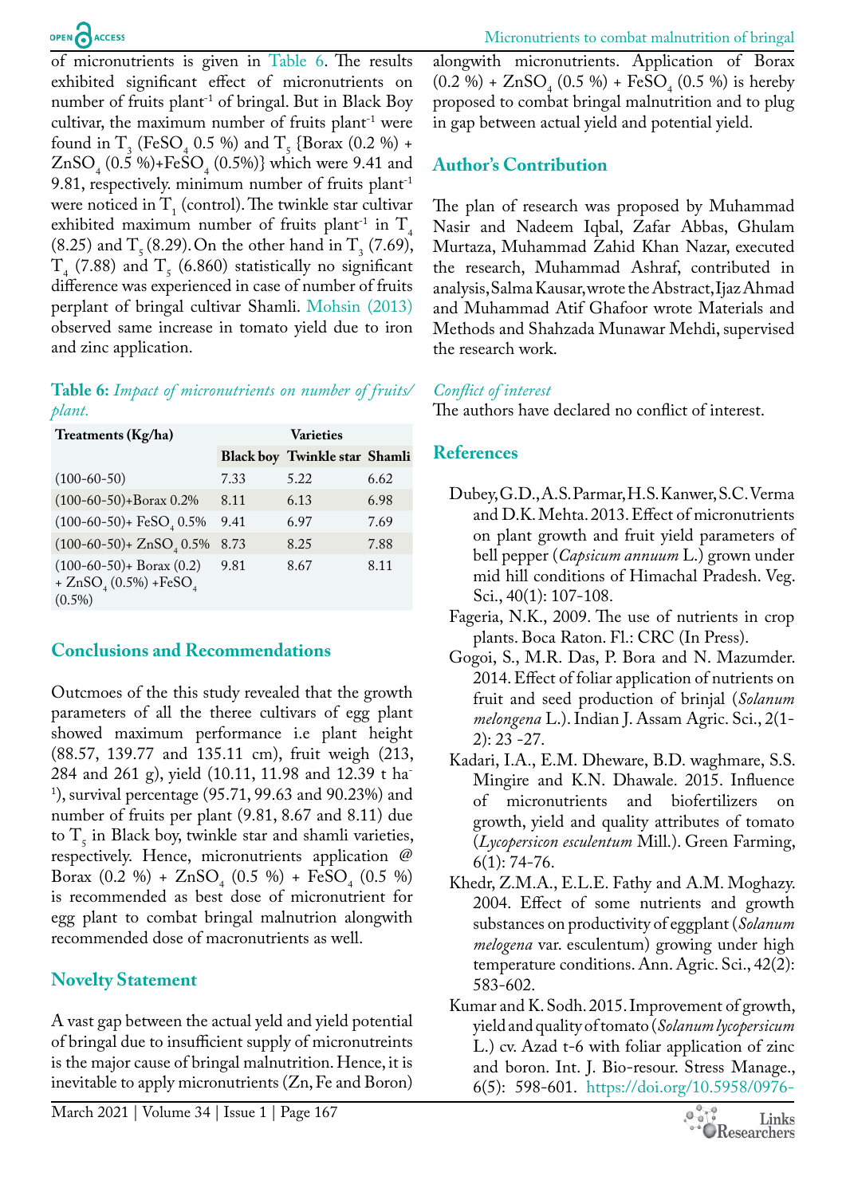of micronutrients is given in Table 6. The results exhibited significant effect of micronutrients on number of fruits plant$^{-1}$ of bringal. But in Black Boy cultivar, the maximum number of fruits plant$^{-1}$ were found in $T_3$ ($FeSO_4$ 0.5 %) and $T_5$ {Borax (0.2 %) + $ZnSO_4$ (0.5 %)+$FeSO_4$ (0.5%)} which were 9.41 and 9.81, respectively. minimum number of fruits plant$^{-1}$ were noticed in $T_1$ (control). The twinkle star cultivar exhibited maximum number of fruits plant$^{-1}$ in $T_4$ (8.25) and $T_5$ (8.29). On the other hand in $T_3$ (7.69), $T_4$ (7.88) and $T_5$ (6.860) statistically no significant difference was experienced in case of number of fruits perplant of bringal cultivar Shamli. Mohsin (2013) observed same increase in tomato yield due to iron and zinc application.

**Table 6:** *Impact of micronutrients on number of fruits/ plant.*

| Treatments (Kg/ha) | Varieties | | |
|---|---|---|---|
| | Black boy | Twinkle star | Shamli |
| (100-60-50) | 7.33 | 5.22 | 6.62 |
| (100-60-50)+Borax 0.2% | 8.11 | 6.13 | 6.98 |
| (100-60-50)+ $FeSO_4$ 0.5% | 9.41 | 6.97 | 7.69 |
| (100-60-50)+ $ZnSO_4$ 0.5% | 8.73 | 8.25 | 7.88 |
| (100-60-50)+ Borax (0.2) + $ZnSO_4$ (0.5%) +$FeSO_4$ (0.5%) | 9.81 | 8.67 | 8.11 |

## Conclusions and Recommendations

Outcmoes of the this study revealed that the growth parameters of all the there cultivars of egg plant showed maximum performance i.e plant height (88.57, 139.77 and 135.11 cm), fruit weigh (213, 284 and 261 g), yield (10.11, 11.98 and 12.39 t ha$^{-1}$), survival percentage (95.71, 99.63 and 90.23%) and number of fruits per plant (9.81, 8.67 and 8.11) due to $T_5$ in Black boy, twinkle star and shamli varieties, respectively. Hence, micronutrients application @ Borax (0.2 %) + $ZnSO_4$ (0.5 %) + $FeSO_4$ (0.5 %) is recommended as best dose of micronutrient for egg plant to combat bringal malnutrion alongwith recommended dose of macronutrients as well.

## Novelty Statement

A vast gap between the actual yeld and yield potential of bringal due to insufficient supply of micronutreints is the major cause of bringal malnutrion. Hence, it is inevitable to apply micronutrients (Zn, Fe and Boron) alongwith micronutrients. Application of Borax (0.2 %) + $ZnSO_4$ (0.5 %) + $FeSO_4$ (0.5 %) is hereby proposed to combat bringal malnutrition and to plug in gap between actual yield and potential yield.

## Author's Contribution

The plan of research was proposed by Muhammad Nasir and Nadeem Iqbal, Zafar Abbas, Ghulam Murtaza, Muhammad Zahid Khan Nazar, executed the research, Muhammad Ashraf, contributed in analysis, Salma Kausar, wrote the Abstract, Ijaz Ahmad and Muhammad Atif Ghafoor wrote Materials and Methods and Shahzada Munawar Mehdi, supervised the research work.

*Conflict of interest*

The authors have declared no conflict of interest.

## References

Dubey, G.D., A.S. Parmar, H.S. Kanwer, S.C. Verma and D.K. Mehta. 2013. Effect of micronutrients on plant growth and fruit yield parameters of bell pepper (*Capsicum annuum* L.) grown under mid hill conditions of Himachal Pradesh. Veg. Sci., 40(1): 107-108.

Fageria, N.K., 2009. The use of nutrients in crop plants. Boca Raton. Fl.: CRC (In Press).

Gogoi, S., M.R. Das, P. Bora and N. Mazumder. 2014. Effect of foliar application of nutrients on fruit and seed production of brinjal (*Solanum melongena* L.). Indian J. Assam Agric. Sci., 2(1-2): 23 -27.

Kadari, I.A., E.M. Dheware, B.D. waghmare, S.S. Mingire and K.N. Dhawale. 2015. Influence of micronutrients and biofertilizers on growth, yield and quality attributes of tomato (*Lycopersicon esculentum* Mill.). Green Farming, 6(1): 74-76.

Khedr, Z.M.A., E.L.E. Fathy and A.M. Moghazy. 2004. Effect of some nutrients and growth substances on productivity of eggplant (*Solanum melogena* var. esculentum) growing under high temperature conditions. Ann. Agric. Sci., 42(2): 583-602.

Kumar and K. Sodh. 2015. Improvement of growth, yield and quality of tomato (*Solanum lycopersicum* L.) cv. Azad t-6 with foliar application of zinc and boron. Int. J. Bio-resour. Stress Manage., 6(5): 598-601. https://doi.org/10.5958/0976-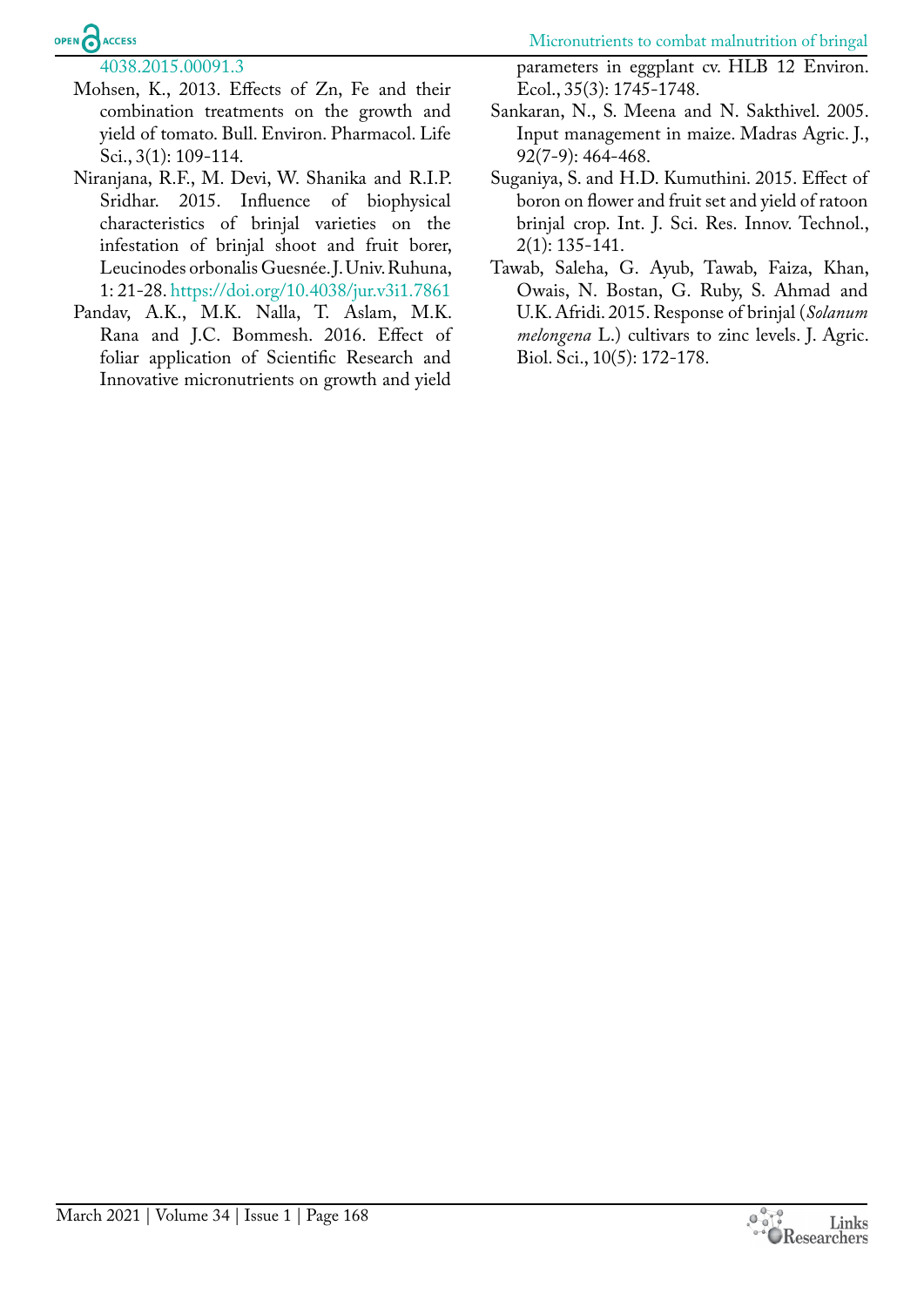4038.2015.00091.3

Mohsen, K., 2013. Effects of Zn, Fe and their combination treatments on the growth and yield of tomato. Bull. Environ. Pharmacol. Life Sci., 3(1): 109-114.

Niranjana, R.F., M. Devi, W. Shanika and R.I.P. Sridhar. 2015. Influence of biophysical characteristics of brinjal varieties on the infestation of brinjal shoot and fruit borer, Leucinodes orbonalis Guesnée. J. Univ. Ruhuna, 1: 21-28. https://doi.org/10.4038/jur.v3i1.7861

Pandav, A.K., M.K. Nalla, T. Aslam, M.K. Rana and J.C. Bommesh. 2016. Effect of foliar application of Scientific Research and Innovative micronutrients on growth and yield parameters in eggplant cv. HLB 12 Environ. Ecol., 35(3): 1745-1748.

Sankaran, N., S. Meena and N. Sakthivel. 2005. Input management in maize. Madras Agric. J., 92(7-9): 464-468.

Suganiya, S. and H.D. Kumuthini. 2015. Effect of boron on flower and fruit set and yield of ratoon brinjal crop. Int. J. Sci. Res. Innov. Technol., 2(1): 135-141.

Tawab, Saleha, G. Ayub, Tawab, Faiza, Khan, Owais, N. Bostan, G. Ruby, S. Ahmad and U.K. Afridi. 2015. Response of brinjal (*Solanum melongena* L.) cultivars to zinc levels. J. Agric. Biol. Sci., 10(5): 172-178.